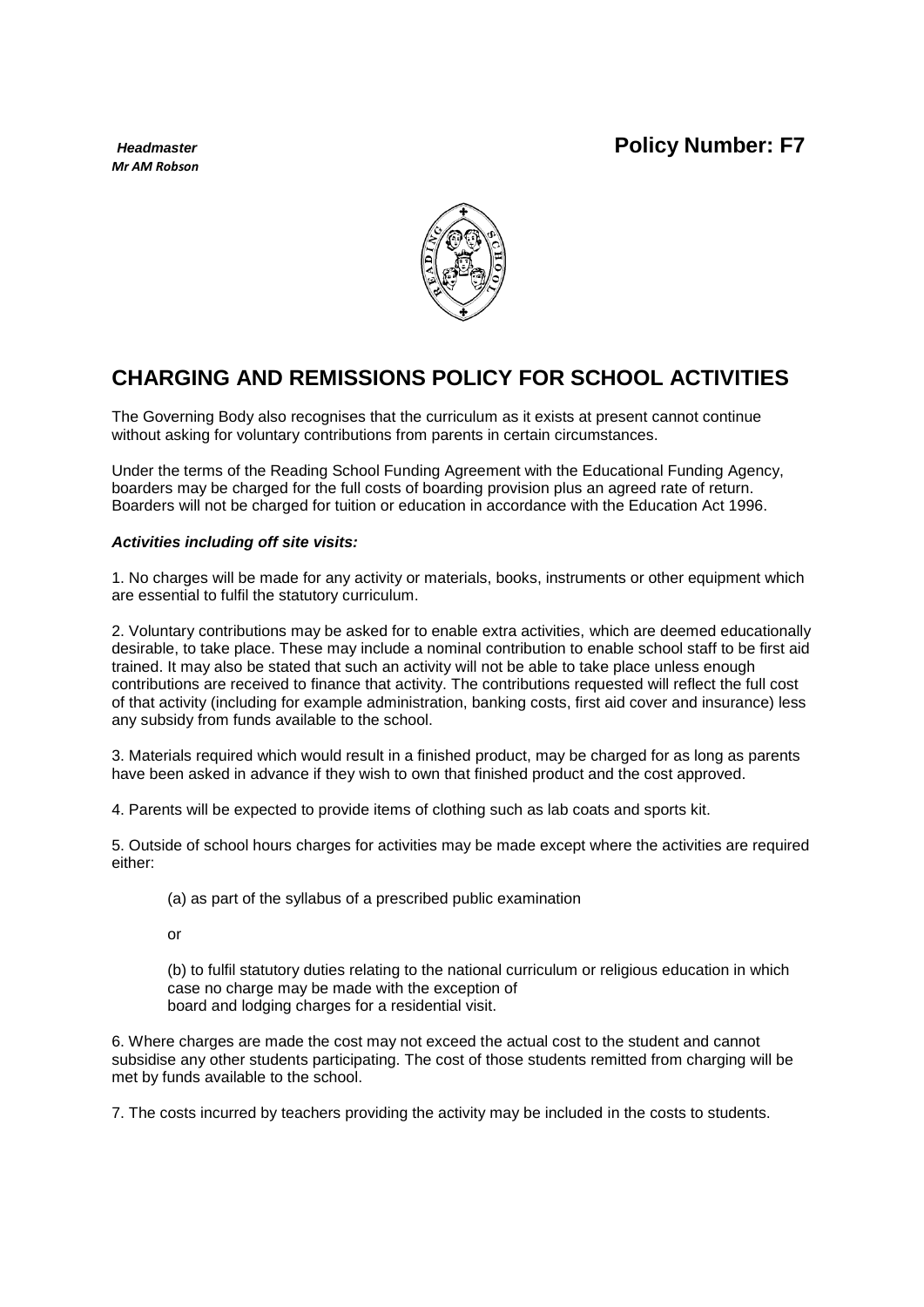***Headmaster***
***Mr AM Robson***

**Policy Number: F7**

# CHARGING AND REMISSIONS POLICY FOR SCHOOL ACTIVITIES

The Governing Body also recognises that the curriculum as it exists at present cannot continue without asking for voluntary contributions from parents in certain circumstances.

Under the terms of the Reading School Funding Agreement with the Educational Funding Agency, boarders may be charged for the full costs of boarding provision plus an agreed rate of return. Boarders will not be charged for tuition or education in accordance with the Education Act 1996.

***Activities including off site visits:***

1. No charges will be made for any activity or materials, books, instruments or other equipment which are essential to fulfil the statutory curriculum.

2. Voluntary contributions may be asked for to enable extra activities, which are deemed educationally desirable, to take place. These may include a nominal contribution to enable school staff to be first aid trained. It may also be stated that such an activity will not be able to take place unless enough contributions are received to finance that activity. The contributions requested will reflect the full cost of that activity (including for example administration, banking costs, first aid cover and insurance) less any subsidy from funds available to the school.

3. Materials required which would result in a finished product, may be charged for as long as parents have been asked in advance if they wish to own that finished product and the cost approved.

4. Parents will be expected to provide items of clothing such as lab coats and sports kit.

5. Outside of school hours charges for activities may be made except where the activities are required either:

   (a) as part of the syllabus of a prescribed public examination

   or

   (b) to fulfil statutory duties relating to the national curriculum or religious education in which case no charge may be made with the exception of board and lodging charges for a residential visit.

6. Where charges are made the cost may not exceed the actual cost to the student and cannot subsidise any other students participating. The cost of those students remitted from charging will be met by funds available to the school.

7. The costs incurred by teachers providing the activity may be included in the costs to students.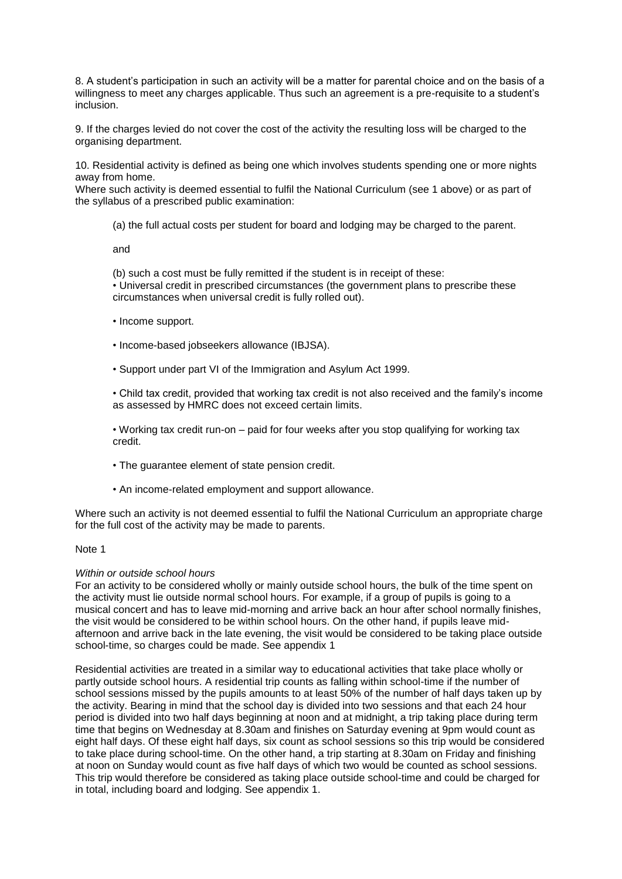8. A student's participation in such an activity will be a matter for parental choice and on the basis of a willingness to meet any charges applicable. Thus such an agreement is a pre-requisite to a student's inclusion.

9. If the charges levied do not cover the cost of the activity the resulting loss will be charged to the organising department.

10. Residential activity is defined as being one which involves students spending one or more nights away from home.
Where such activity is deemed essential to fulfil the National Curriculum (see 1 above) or as part of the syllabus of a prescribed public examination:

(a) the full actual costs per student for board and lodging may be charged to the parent.

and

(b) such a cost must be fully remitted if the student is in receipt of these:

- Universal credit in prescribed circumstances (the government plans to prescribe these circumstances when universal credit is fully rolled out).
- Income support.
- Income-based jobseekers allowance (IBJSA).
- Support under part VI of the Immigration and Asylum Act 1999.
- Child tax credit, provided that working tax credit is not also received and the family's income as assessed by HMRC does not exceed certain limits.
- Working tax credit run-on – paid for four weeks after you stop qualifying for working tax credit.
- The guarantee element of state pension credit.
- An income-related employment and support allowance.

Where such an activity is not deemed essential to fulfil the National Curriculum an appropriate charge for the full cost of the activity may be made to parents.

Note 1

*Within or outside school hours*
For an activity to be considered wholly or mainly outside school hours, the bulk of the time spent on the activity must lie outside normal school hours. For example, if a group of pupils is going to a musical concert and has to leave mid-morning and arrive back an hour after school normally finishes, the visit would be considered to be within school hours. On the other hand, if pupils leave mid-afternoon and arrive back in the late evening, the visit would be considered to be taking place outside school-time, so charges could be made. See appendix 1

Residential activities are treated in a similar way to educational activities that take place wholly or partly outside school hours. A residential trip counts as falling within school-time if the number of school sessions missed by the pupils amounts to at least 50% of the number of half days taken up by the activity. Bearing in mind that the school day is divided into two sessions and that each 24 hour period is divided into two half days beginning at noon and at midnight, a trip taking place during term time that begins on Wednesday at 8.30am and finishes on Saturday evening at 9pm would count as eight half days. Of these eight half days, six count as school sessions so this trip would be considered to take place during school-time. On the other hand, a trip starting at 8.30am on Friday and finishing at noon on Sunday would count as five half days of which two would be counted as school sessions. This trip would therefore be considered as taking place outside school-time and could be charged for in total, including board and lodging. See appendix 1.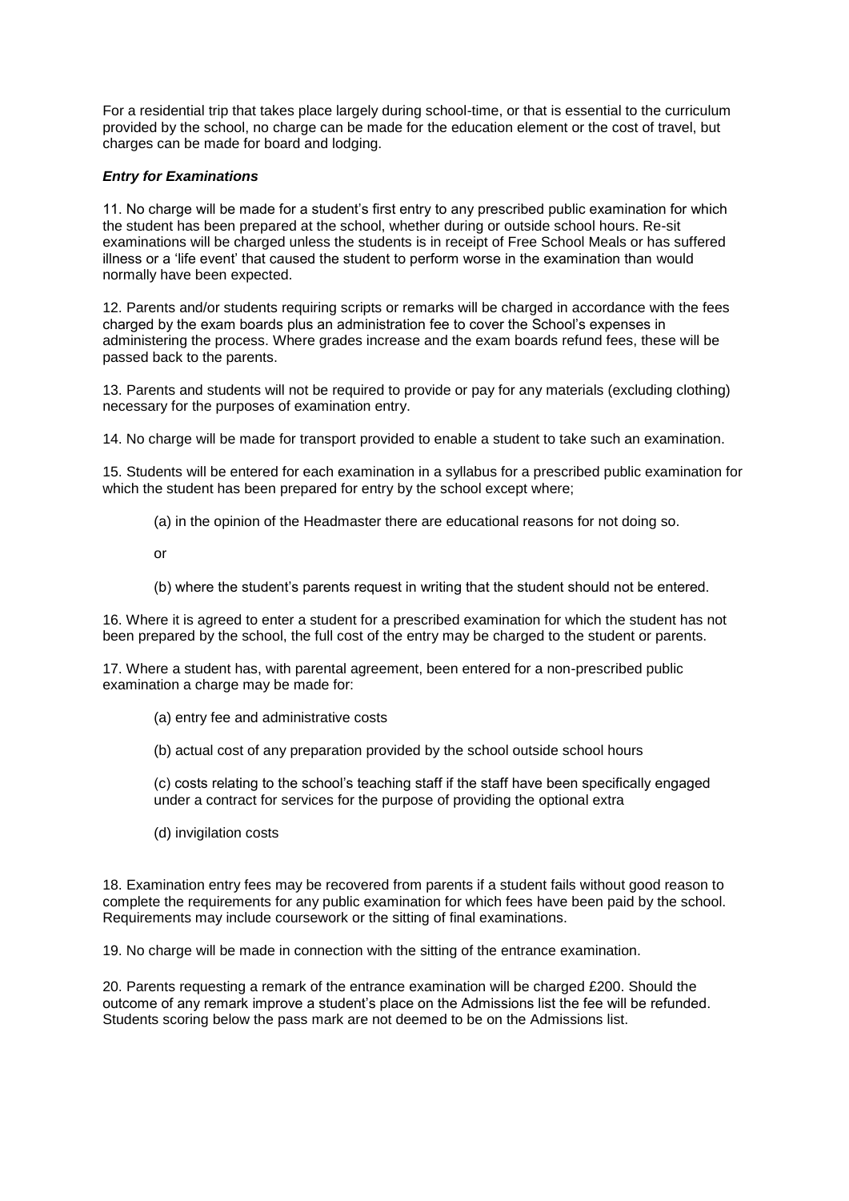For a residential trip that takes place largely during school-time, or that is essential to the curriculum provided by the school, no charge can be made for the education element or the cost of travel, but charges can be made for board and lodging.

### ***Entry for Examinations***

11. No charge will be made for a student's first entry to any prescribed public examination for which the student has been prepared at the school, whether during or outside school hours. Re-sit examinations will be charged unless the students is in receipt of Free School Meals or has suffered illness or a 'life event' that caused the student to perform worse in the examination than would normally have been expected.

12. Parents and/or students requiring scripts or remarks will be charged in accordance with the fees charged by the exam boards plus an administration fee to cover the School's expenses in administering the process. Where grades increase and the exam boards refund fees, these will be passed back to the parents.

13. Parents and students will not be required to provide or pay for any materials (excluding clothing) necessary for the purposes of examination entry.

14. No charge will be made for transport provided to enable a student to take such an examination.

15. Students will be entered for each examination in a syllabus for a prescribed public examination for which the student has been prepared for entry by the school except where;

(a) in the opinion of the Headmaster there are educational reasons for not doing so.

or

(b) where the student's parents request in writing that the student should not be entered.

16. Where it is agreed to enter a student for a prescribed examination for which the student has not been prepared by the school, the full cost of the entry may be charged to the student or parents.

17. Where a student has, with parental agreement, been entered for a non-prescribed public examination a charge may be made for:

(a) entry fee and administrative costs

(b) actual cost of any preparation provided by the school outside school hours

(c) costs relating to the school's teaching staff if the staff have been specifically engaged under a contract for services for the purpose of providing the optional extra

(d) invigilation costs

18. Examination entry fees may be recovered from parents if a student fails without good reason to complete the requirements for any public examination for which fees have been paid by the school. Requirements may include coursework or the sitting of final examinations.

19. No charge will be made in connection with the sitting of the entrance examination.

20. Parents requesting a remark of the entrance examination will be charged £200. Should the outcome of any remark improve a student's place on the Admissions list the fee will be refunded. Students scoring below the pass mark are not deemed to be on the Admissions list.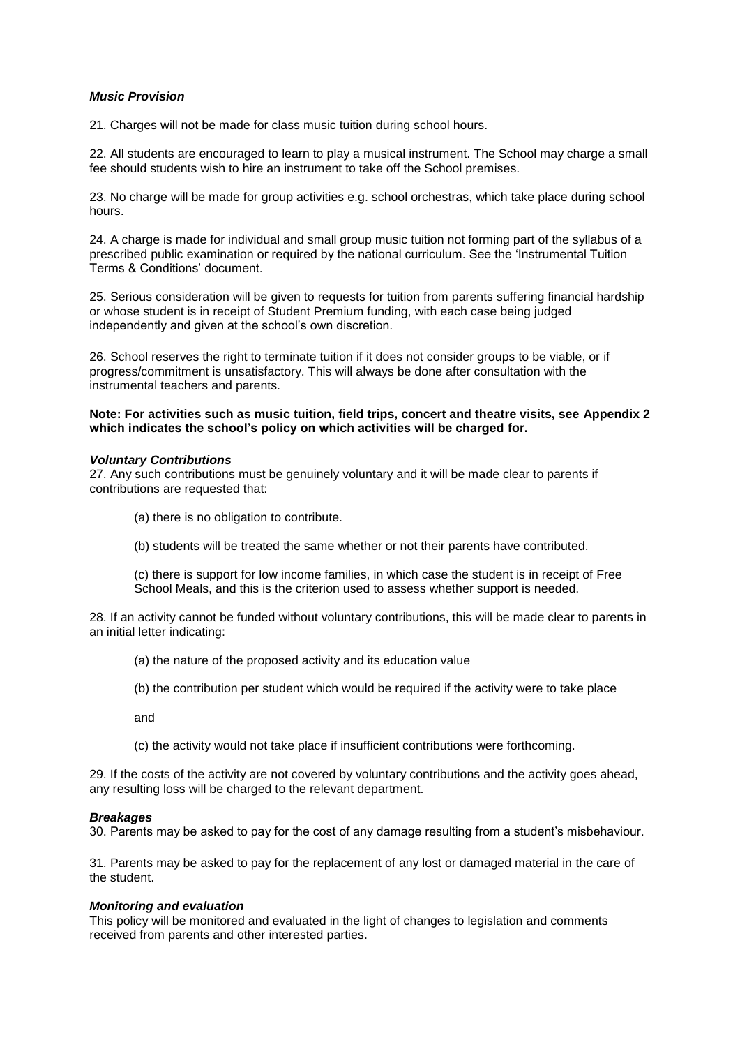***Music Provision***

21. Charges will not be made for class music tuition during school hours.

22. All students are encouraged to learn to play a musical instrument. The School may charge a small fee should students wish to hire an instrument to take off the School premises.

23. No charge will be made for group activities e.g. school orchestras, which take place during school hours.

24. A charge is made for individual and small group music tuition not forming part of the syllabus of a prescribed public examination or required by the national curriculum. See the 'Instrumental Tuition Terms & Conditions' document.

25. Serious consideration will be given to requests for tuition from parents suffering financial hardship or whose student is in receipt of Student Premium funding, with each case being judged independently and given at the school's own discretion.

26. School reserves the right to terminate tuition if it does not consider groups to be viable, or if progress/commitment is unsatisfactory. This will always be done after consultation with the instrumental teachers and parents.

**Note: For activities such as music tuition, field trips, concert and theatre visits, see Appendix 2 which indicates the school's policy on which activities will be charged for.**

***Voluntary Contributions***

27. Any such contributions must be genuinely voluntary and it will be made clear to parents if contributions are requested that:

(a) there is no obligation to contribute.

(b) students will be treated the same whether or not their parents have contributed.

(c) there is support for low income families, in which case the student is in receipt of Free School Meals, and this is the criterion used to assess whether support is needed.

28. If an activity cannot be funded without voluntary contributions, this will be made clear to parents in an initial letter indicating:

(a) the nature of the proposed activity and its education value

(b) the contribution per student which would be required if the activity were to take place

and

(c) the activity would not take place if insufficient contributions were forthcoming.

29. If the costs of the activity are not covered by voluntary contributions and the activity goes ahead, any resulting loss will be charged to the relevant department.

***Breakages***

30. Parents may be asked to pay for the cost of any damage resulting from a student's misbehaviour.

31. Parents may be asked to pay for the replacement of any lost or damaged material in the care of the student.

***Monitoring and evaluation***

This policy will be monitored and evaluated in the light of changes to legislation and comments received from parents and other interested parties.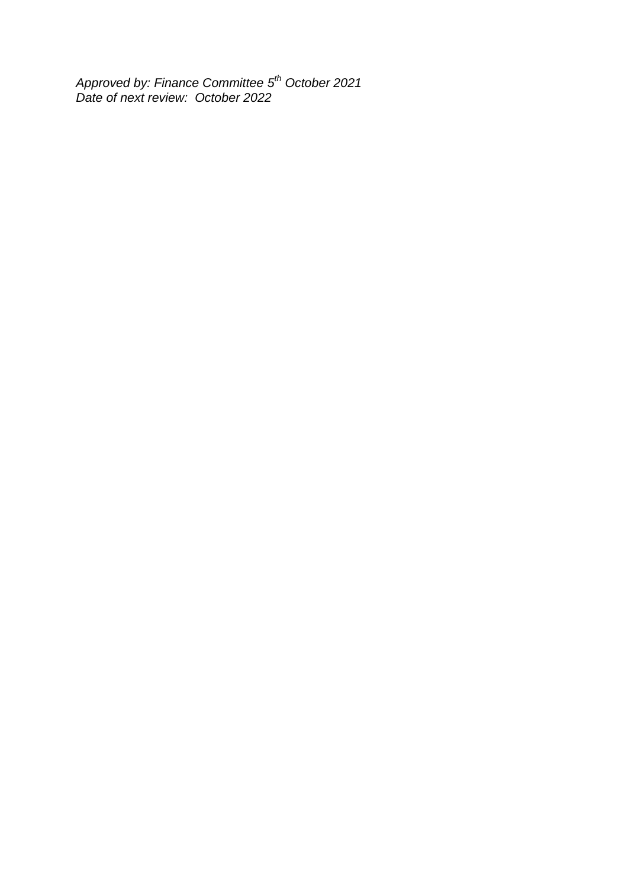*Approved by: Finance Committee 5th October 2021*
*Date of next review: October 2022*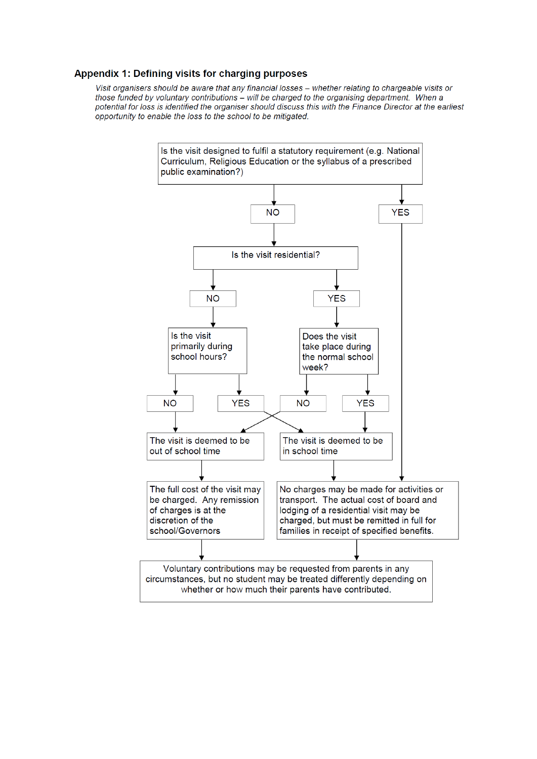## Appendix 1: Defining visits for charging purposes

*Visit organisers should be aware that any financial losses – whether relating to chargeable visits or those funded by voluntary contributions – will be charged to the organising department. When a potential for loss is identified the organiser should discuss this with the Finance Director at the earliest opportunity to enable the loss to the school to be mitigated.*

Is the visit designed to fulfil a statutory requirement (e.g. National Curriculum, Religious Education or the syllabus of a prescribed public examination?)

- YES → No charges may be made for activities or transport. The actual cost of board and lodging of a residential visit may be charged, but must be remitted in full for families in receipt of specified benefits.
- NO → Is the visit residential?
  - NO → Is the visit primarily during school hours?
    - NO → The visit is deemed to be out of school time
    - YES → The visit is deemed to be in school time
  - YES → Does the visit take place during the normal school week?
    - NO → The visit is deemed to be out of school time
    - YES → The visit is deemed to be in school time

The visit is deemed to be out of school time → The full cost of the visit may be charged. Any remission of charges is at the discretion of the school/Governors

The visit is deemed to be in school time → No charges may be made for activities or transport. The actual cost of board and lodging of a residential visit may be charged, but must be remitted in full for families in receipt of specified benefits.

Voluntary contributions may be requested from parents in any circumstances, but no student may be treated differently depending on whether or how much their parents have contributed.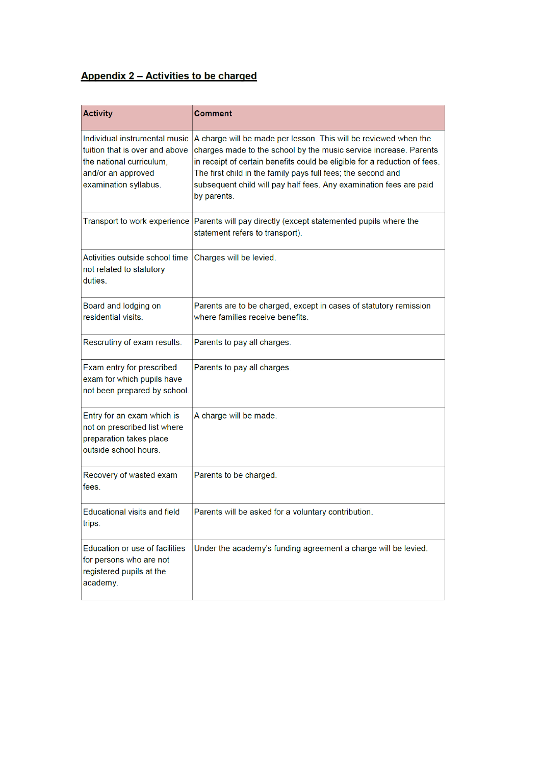## Appendix 2 – Activities to be charged

| Activity | Comment |
|---|---|
| Individual instrumental music tuition that is over and above the national curriculum, and/or an approved examination syllabus. | A charge will be made per lesson. This will be reviewed when the charges made to the school by the music service increase. Parents in receipt of certain benefits could be eligible for a reduction of fees. The first child in the family pays full fees; the second and subsequent child will pay half fees. Any examination fees are paid by parents. |
| Transport to work experience | Parents will pay directly (except statemented pupils where the statement refers to transport). |
| Activities outside school time not related to statutory duties. | Charges will be levied. |
| Board and lodging on residential visits. | Parents are to be charged, except in cases of statutory remission where families receive benefits. |
| Rescrutiny of exam results. | Parents to pay all charges. |
| Exam entry for prescribed exam for which pupils have not been prepared by school. | Parents to pay all charges. |
| Entry for an exam which is not on prescribed list where preparation takes place outside school hours. | A charge will be made. |
| Recovery of wasted exam fees. | Parents to be charged. |
| Educational visits and field trips. | Parents will be asked for a voluntary contribution. |
| Education or use of facilities for persons who are not registered pupils at the academy. | Under the academy's funding agreement a charge will be levied. |